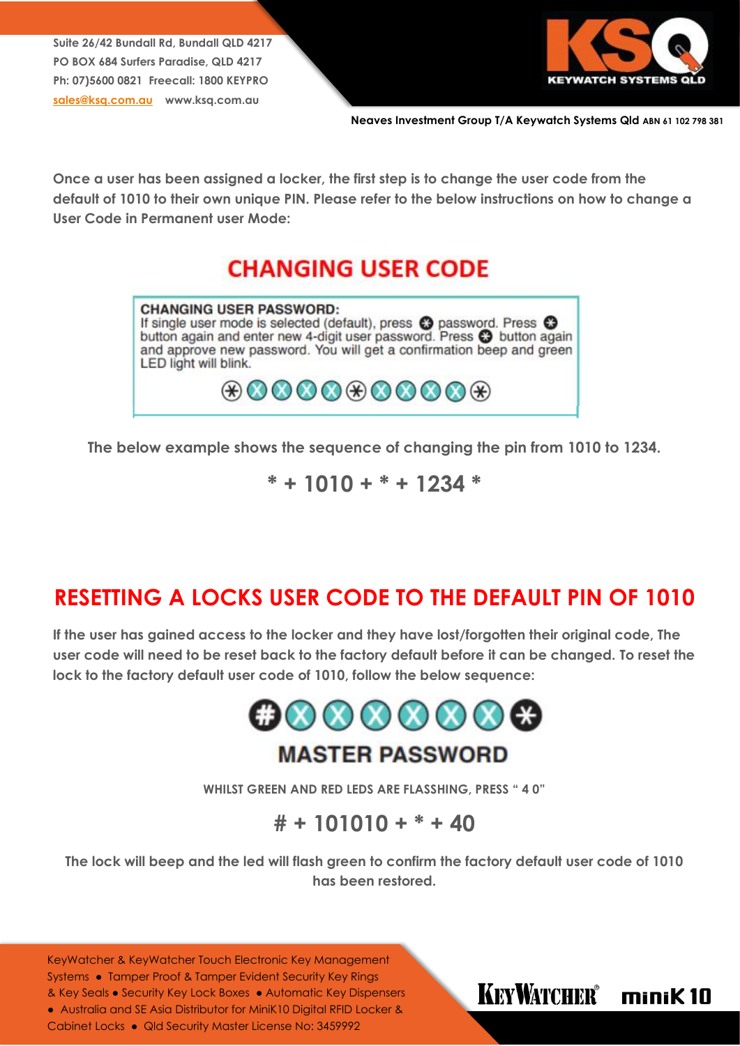Suite 26/42 Bundall Rd, Bundall QLD 4217
PO BOX 684 Surfers Paradise, QLD 4217
Ph: 07)5600 0821 Freecall: 1800 KEYPRO
sales@ksq.com.au www.ksq.com.au

KSQ KEYWATCH SYSTEMS QLD

Neaves Investment Group T/A Keywatch Systems Qld ABN 61 102 798 381

**Once a user has been assigned a locker, the first step is to change the user code from the default of 1010 to their own unique PIN. Please refer to the below instructions on how to change a User Code in Permanent user Mode:**

## CHANGING USER CODE

**CHANGING USER PASSWORD:**
If single user mode is selected (default), press * password. Press * button again and enter new 4-digit user password. Press * button again and approve new password. You will get a confirmation beep and green LED light will blink.

* X X X X * X X X X *

**The below example shows the sequence of changing the pin from 1010 to 1234.**

**\* + 1010 + \* + 1234 \***

## RESETTING A LOCKS USER CODE TO THE DEFAULT PIN OF 1010

**If the user has gained access to the locker and they have lost/forgotten their original code, The user code will need to be reset back to the factory default before it can be changed. To reset the lock to the factory default user code of 1010, follow the below sequence:**

\# X X X X X X *

**MASTER PASSWORD**

**WHILST GREEN AND RED LEDS ARE FLASSHING, PRESS " 4 0"**

**# + 101010 + \* + 40**

**The lock will beep and the led will flash green to confirm the factory default user code of 1010 has been restored.**

KeyWatcher & KeyWatcher Touch Electronic Key Management Systems ● Tamper Proof & Tamper Evident Security Key Rings & Key Seals ● Security Key Lock Boxes ● Automatic Key Dispensers ● Australia and SE Asia Distributor for MiniK10 Digital RFID Locker & Cabinet Locks ● Qld Security Master License No: 3459992

KEYWATCHER® miniK10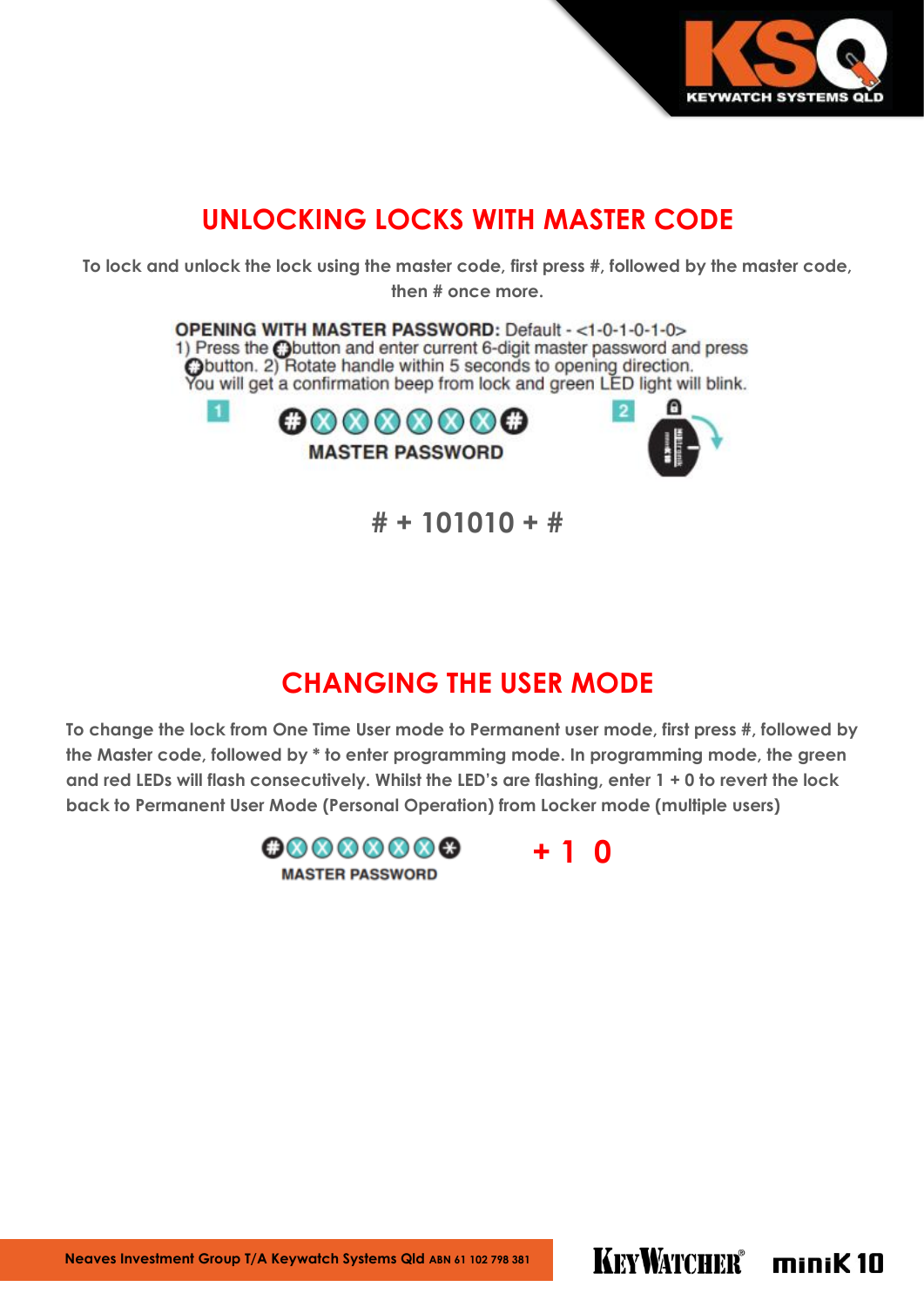## UNLOCKING LOCKS WITH MASTER CODE

**To lock and unlock the lock using the master code, first press #, followed by the master code, then # once more.**

**OPENING WITH MASTER PASSWORD:** Default - <1-0-1-0-1-0>
1) Press the # button and enter current 6-digit master password and press # button. 2) Rotate handle within 5 seconds to opening direction.
You will get a confirmation beep from lock and green LED light will blink.

1 # X X X X X X #
MASTER PASSWORD

2

**# + 101010 + #**

## CHANGING THE USER MODE

**To change the lock from One Time User mode to Permanent user mode, first press #, followed by the Master code, followed by * to enter programming mode. In programming mode, the green and red LEDs will flash consecutively. Whilst the LED's are flashing, enter 1 + 0 to revert the lock back to Permanent User Mode (Personal Operation) from Locker mode (multiple users)**

# X X X X X X *
MASTER PASSWORD

**+ 1 0**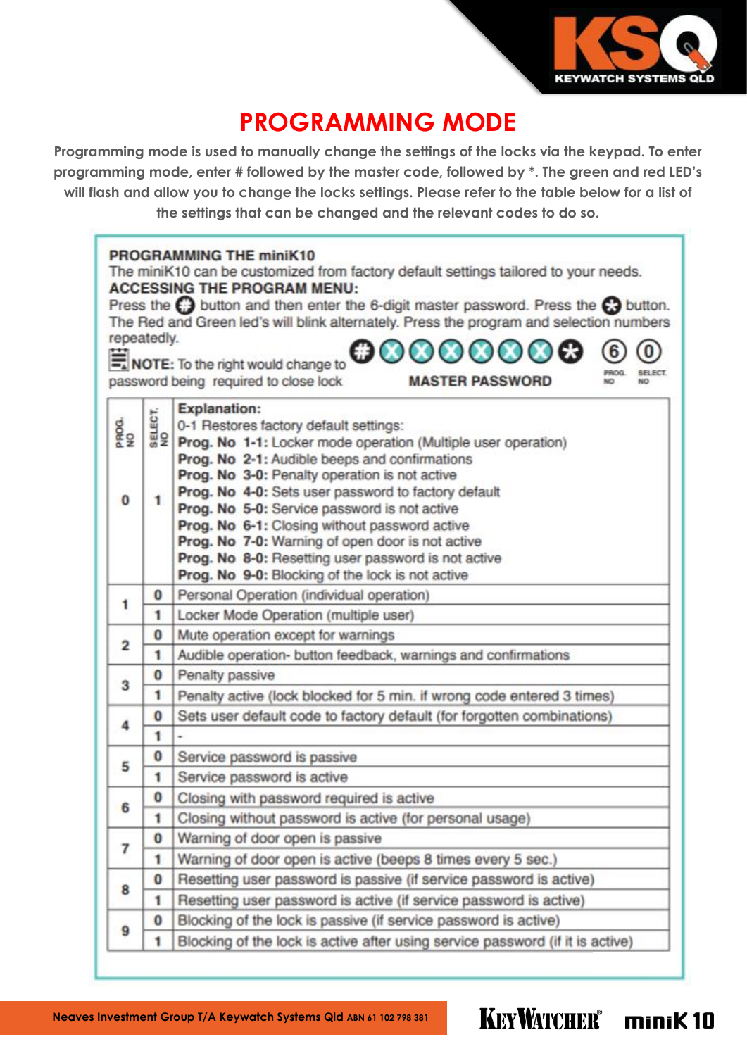# PROGRAMMING MODE

**Programming mode is used to manually change the settings of the locks via the keypad. To enter programming mode, enter # followed by the master code, followed by *. The green and red LED's will flash and allow you to change the locks settings. Please refer to the table below for a list of the settings that can be changed and the relevant codes to do so.**

**PROGRAMMING THE miniK10**

The miniK10 can be customized from factory default settings tailored to your needs.

**ACCESSING THE PROGRAM MENU:**

Press the # button and then enter the 6-digit master password. Press the * button. The Red and Green led's will blink alternately. Press the program and selection numbers repeatedly.

**NOTE:** To the right would change to password being required to close lock

# X X X X X X * 6 0

MASTER PASSWORD — PROG. NO — SELECT. NO

| PROG. NO | SELECT. NO | Explanation: |
|---|---|---|
| 0 | 1 | 0-1 Restores factory default settings:<br>**Prog. No 1-1:** Locker mode operation (Multiple user operation)<br>**Prog. No 2-1:** Audible beeps and confirmations<br>**Prog. No 3-0:** Penalty operation is not active<br>**Prog. No 4-0:** Sets user password to factory default<br>**Prog. No 5-0:** Service password is not active<br>**Prog. No 6-1:** Closing without password active<br>**Prog. No 7-0:** Warning of open door is not active<br>**Prog. No 8-0:** Resetting user password is not active<br>**Prog. No 9-0:** Blocking of the lock is not active |
| 1 | 0 | Personal Operation (individual operation) |
| | 1 | Locker Mode Operation (multiple user) |
| 2 | 0 | Mute operation except for warnings |
| | 1 | Audible operation- button feedback, warnings and confirmations |
| 3 | 0 | Penalty passive |
| | 1 | Penalty active (lock blocked for 5 min. if wrong code entered 3 times) |
| 4 | 0 | Sets user default code to factory default (for forgotten combinations) |
| | 1 | - |
| 5 | 0 | Service password is passive |
| | 1 | Service password is active |
| 6 | 0 | Closing with password required is active |
| | 1 | Closing without password is active (for personal usage) |
| 7 | 0 | Warning of door open is passive |
| | 1 | Warning of door open is active (beeps 8 times every 5 sec.) |
| 8 | 0 | Resetting user password is passive (if service password is active) |
| | 1 | Resetting user password is active (if service password is active) |
| 9 | 0 | Blocking of the lock is passive (if service password is active) |
| | 1 | Blocking of the lock is active after using service password (if it is active) |

Neaves Investment Group T/A Keywatch Systems Qld ABN 61 102 798 381